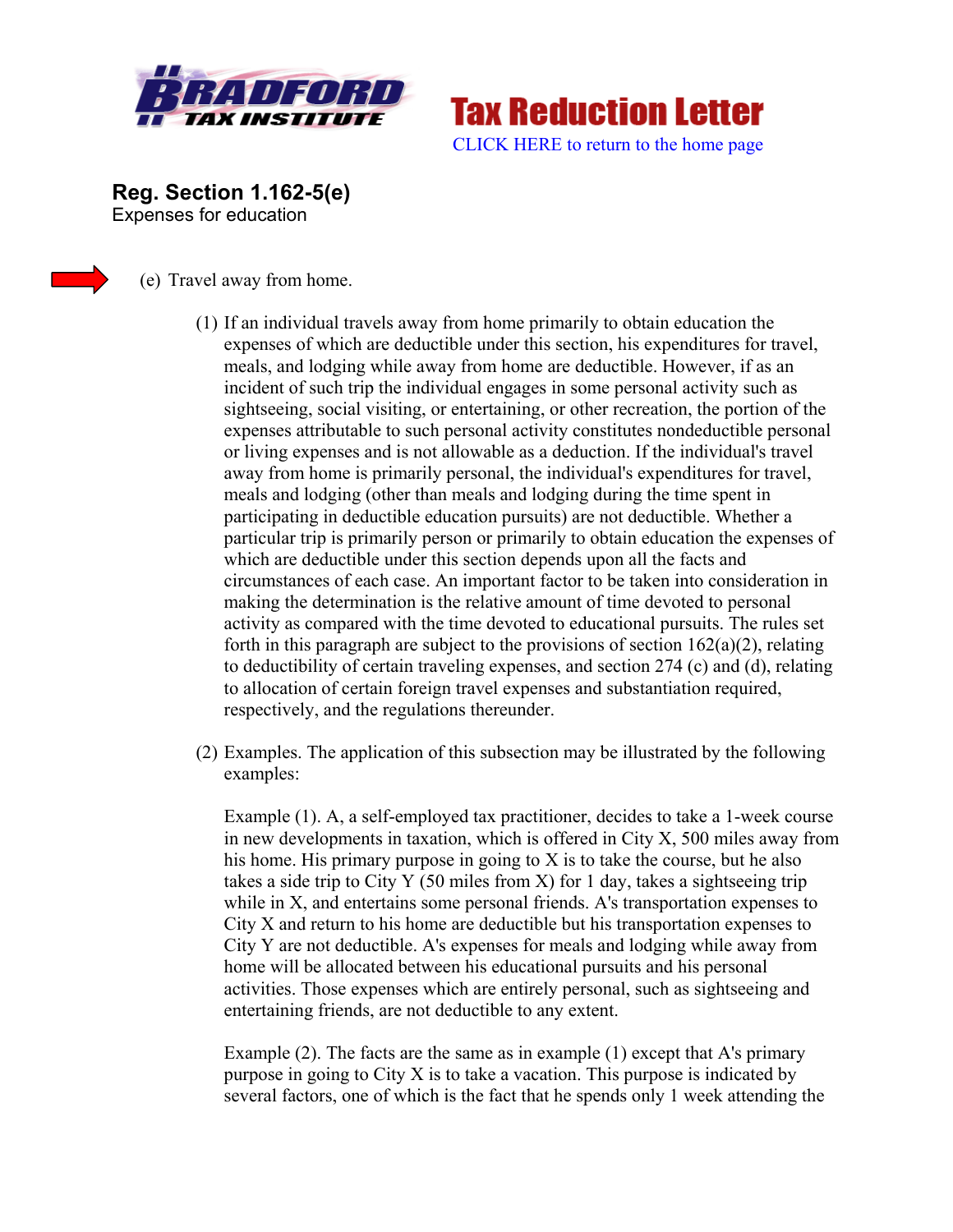Bradford Tax Institute

**Tax Reduction Letter**

CLICK HERE to return to the home page

## Reg. Section 1.162-5(e)

Expenses for education

(e) Travel away from home.

(1) If an individual travels away from home primarily to obtain education the expenses of which are deductible under this section, his expenditures for travel, meals, and lodging while away from home are deductible. However, if as an incident of such trip the individual engages in some personal activity such as sightseeing, social visiting, or entertaining, or other recreation, the portion of the expenses attributable to such personal activity constitutes nondeductible personal or living expenses and is not allowable as a deduction. If the individual's travel away from home is primarily personal, the individual's expenditures for travel, meals and lodging (other than meals and lodging during the time spent in participating in deductible education pursuits) are not deductible. Whether a particular trip is primarily person or primarily to obtain education the expenses of which are deductible under this section depends upon all the facts and circumstances of each case. An important factor to be taken into consideration in making the determination is the relative amount of time devoted to personal activity as compared with the time devoted to educational pursuits. The rules set forth in this paragraph are subject to the provisions of section 162(a)(2), relating to deductibility of certain traveling expenses, and section 274 (c) and (d), relating to allocation of certain foreign travel expenses and substantiation required, respectively, and the regulations thereunder.

(2) Examples. The application of this subsection may be illustrated by the following examples:

Example (1). A, a self-employed tax practitioner, decides to take a 1-week course in new developments in taxation, which is offered in City X, 500 miles away from his home. His primary purpose in going to X is to take the course, but he also takes a side trip to City Y (50 miles from X) for 1 day, takes a sightseeing trip while in X, and entertains some personal friends. A's transportation expenses to City X and return to his home are deductible but his transportation expenses to City Y are not deductible. A's expenses for meals and lodging while away from home will be allocated between his educational pursuits and his personal activities. Those expenses which are entirely personal, such as sightseeing and entertaining friends, are not deductible to any extent.

Example (2). The facts are the same as in example (1) except that A's primary purpose in going to City X is to take a vacation. This purpose is indicated by several factors, one of which is the fact that he spends only 1 week attending the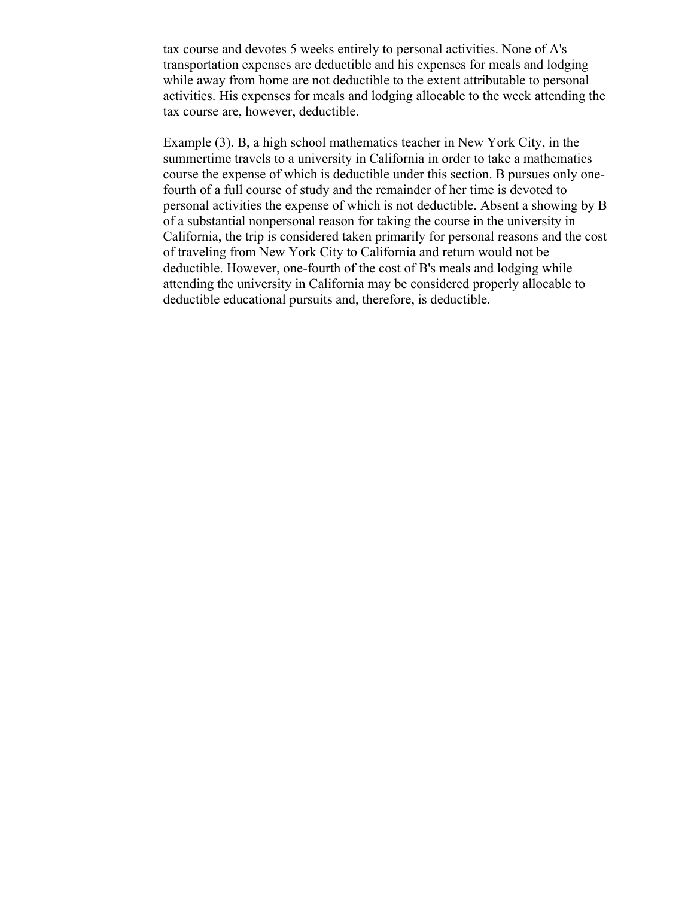tax course and devotes 5 weeks entirely to personal activities. None of A's transportation expenses are deductible and his expenses for meals and lodging while away from home are not deductible to the extent attributable to personal activities. His expenses for meals and lodging allocable to the week attending the tax course are, however, deductible.

Example (3). B, a high school mathematics teacher in New York City, in the summertime travels to a university in California in order to take a mathematics course the expense of which is deductible under this section. B pursues only one-fourth of a full course of study and the remainder of her time is devoted to personal activities the expense of which is not deductible. Absent a showing by B of a substantial nonpersonal reason for taking the course in the university in California, the trip is considered taken primarily for personal reasons and the cost of traveling from New York City to California and return would not be deductible. However, one-fourth of the cost of B's meals and lodging while attending the university in California may be considered properly allocable to deductible educational pursuits and, therefore, is deductible.